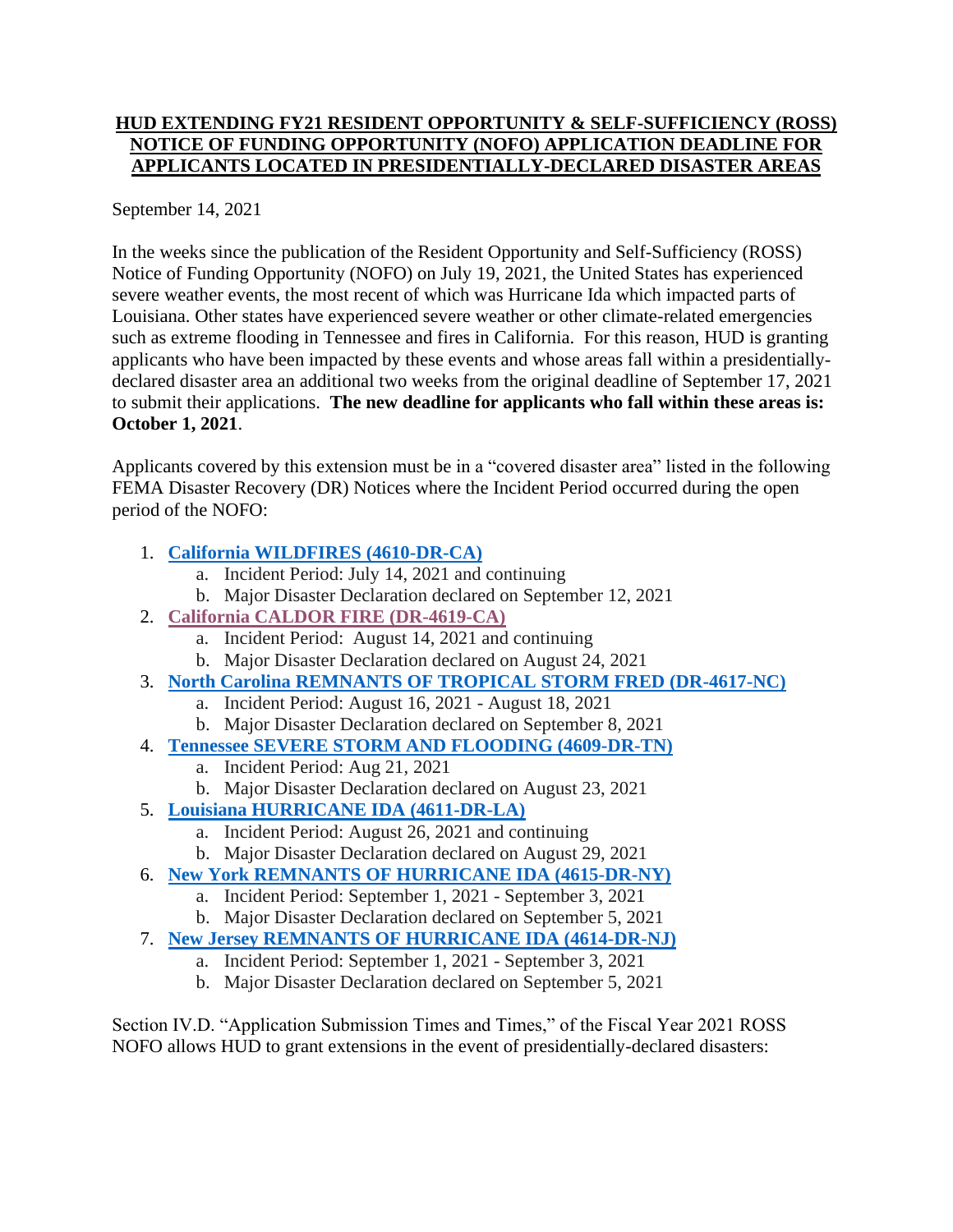# HUD EXTENDING FY21 RESIDENT OPPORTUNITY & SELF-SUFFICIENCY (ROSS) NOTICE OF FUNDING OPPORTUNITY (NOFO) APPLICATION DEADLINE FOR APPLICANTS LOCATED IN PRESIDENTIALLY-DECLARED DISASTER AREAS

September 14, 2021

In the weeks since the publication of the Resident Opportunity and Self-Sufficiency (ROSS) Notice of Funding Opportunity (NOFO) on July 19, 2021, the United States has experienced severe weather events, the most recent of which was Hurricane Ida which impacted parts of Louisiana. Other states have experienced severe weather or other climate-related emergencies such as extreme flooding in Tennessee and fires in California. For this reason, HUD is granting applicants who have been impacted by these events and whose areas fall within a presidentially-declared disaster area an additional two weeks from the original deadline of September 17, 2021 to submit their applications. **The new deadline for applicants who fall within these areas is: October 1, 2021**.

Applicants covered by this extension must be in a "covered disaster area" listed in the following FEMA Disaster Recovery (DR) Notices where the Incident Period occurred during the open period of the NOFO:

1. **California WILDFIRES (4610-DR-CA)**
   a. Incident Period: July 14, 2021 and continuing
   b. Major Disaster Declaration declared on September 12, 2021
2. **California CALDOR FIRE (DR-4619-CA)**
   a. Incident Period: August 14, 2021 and continuing
   b. Major Disaster Declaration declared on August 24, 2021
3. **North Carolina REMNANTS OF TROPICAL STORM FRED (DR-4617-NC)**
   a. Incident Period: August 16, 2021 - August 18, 2021
   b. Major Disaster Declaration declared on September 8, 2021
4. **Tennessee SEVERE STORM AND FLOODING (4609-DR-TN)**
   a. Incident Period: Aug 21, 2021
   b. Major Disaster Declaration declared on August 23, 2021
5. **Louisiana HURRICANE IDA (4611-DR-LA)**
   a. Incident Period: August 26, 2021 and continuing
   b. Major Disaster Declaration declared on August 29, 2021
6. **New York REMNANTS OF HURRICANE IDA (4615-DR-NY)**
   a. Incident Period: September 1, 2021 - September 3, 2021
   b. Major Disaster Declaration declared on September 5, 2021
7. **New Jersey REMNANTS OF HURRICANE IDA (4614-DR-NJ)**
   a. Incident Period: September 1, 2021 - September 3, 2021
   b. Major Disaster Declaration declared on September 5, 2021

Section IV.D. "Application Submission Times and Times," of the Fiscal Year 2021 ROSS NOFO allows HUD to grant extensions in the event of presidentially-declared disasters: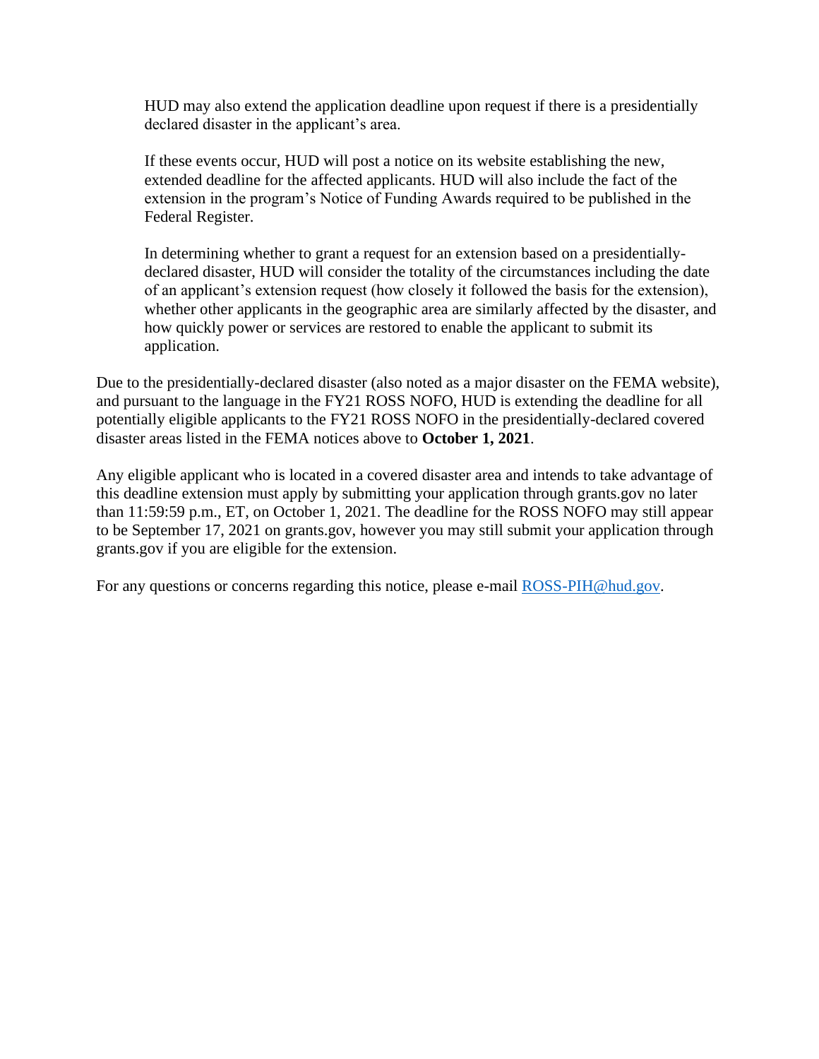> HUD may also extend the application deadline upon request if there is a presidentially declared disaster in the applicant's area.
>
> If these events occur, HUD will post a notice on its website establishing the new, extended deadline for the affected applicants. HUD will also include the fact of the extension in the program's Notice of Funding Awards required to be published in the Federal Register.
>
> In determining whether to grant a request for an extension based on a presidentially-declared disaster, HUD will consider the totality of the circumstances including the date of an applicant's extension request (how closely it followed the basis for the extension), whether other applicants in the geographic area are similarly affected by the disaster, and how quickly power or services are restored to enable the applicant to submit its application.

Due to the presidentially-declared disaster (also noted as a major disaster on the FEMA website), and pursuant to the language in the FY21 ROSS NOFO, HUD is extending the deadline for all potentially eligible applicants to the FY21 ROSS NOFO in the presidentially-declared covered disaster areas listed in the FEMA notices above to **October 1, 2021**.

Any eligible applicant who is located in a covered disaster area and intends to take advantage of this deadline extension must apply by submitting your application through grants.gov no later than 11:59:59 p.m., ET, on October 1, 2021. The deadline for the ROSS NOFO may still appear to be September 17, 2021 on grants.gov, however you may still submit your application through grants.gov if you are eligible for the extension.

For any questions or concerns regarding this notice, please e-mail ROSS-PIH@hud.gov.